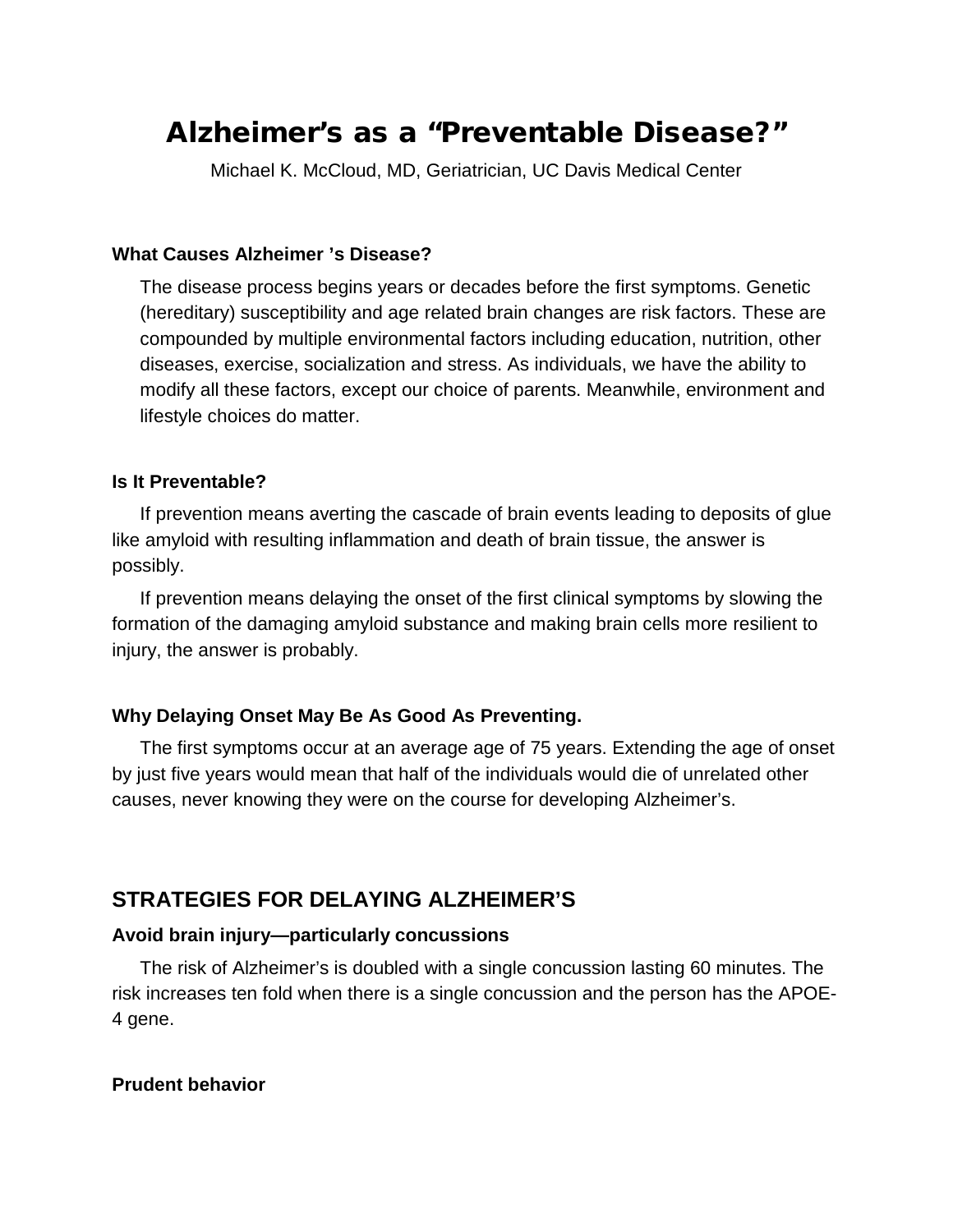# Alzheimer's as a "Preventable Disease?"

Michael K. McCloud, MD, Geriatrician, UC Davis Medical Center

### What Causes Alzheimer 's Disease?

The disease process begins years or decades before the first symptoms. Genetic (hereditary) susceptibility and age related brain changes are risk factors. These are compounded by multiple environmental factors including education, nutrition, other diseases, exercise, socialization and stress. As individuals, we have the ability to modify all these factors, except our choice of parents. Meanwhile, environment and lifestyle choices do matter.

### Is It Preventable?

If prevention means averting the cascade of brain events leading to deposits of glue like amyloid with resulting inflammation and death of brain tissue, the answer is possibly.

If prevention means delaying the onset of the first clinical symptoms by slowing the formation of the damaging amyloid substance and making brain cells more resilient to injury, the answer is probably.

### Why Delaying Onset May Be As Good As Preventing.

The first symptoms occur at an average age of 75 years. Extending the age of onset by just five years would mean that half of the individuals would die of unrelated other causes, never knowing they were on the course for developing Alzheimer's.

## STRATEGIES FOR DELAYING ALZHEIMER'S

### Avoid brain injury—particularly concussions

The risk of Alzheimer's is doubled with a single concussion lasting 60 minutes. The risk increases ten fold when there is a single concussion and the person has the APOE-4 gene.

### Prudent behavior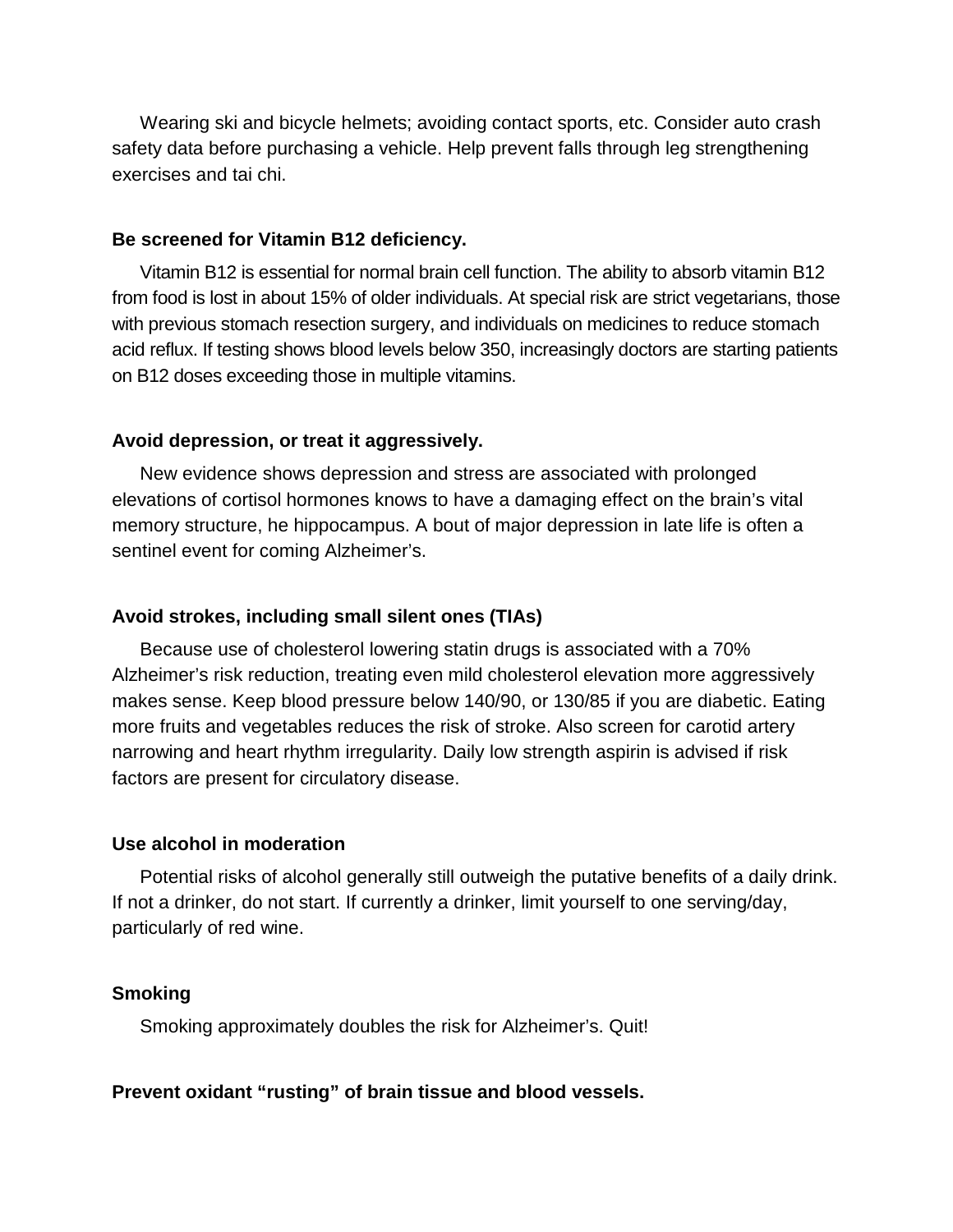Wearing ski and bicycle helmets; avoiding contact sports, etc. Consider auto crash safety data before purchasing a vehicle. Help prevent falls through leg strengthening exercises and tai chi.

**Be screened for Vitamin B12 deficiency.**

Vitamin B12 is essential for normal brain cell function. The ability to absorb vitamin B12 from food is lost in about 15% of older individuals. At special risk are strict vegetarians, those with previous stomach resection surgery, and individuals on medicines to reduce stomach acid reflux. If testing shows blood levels below 350, increasingly doctors are starting patients on B12 doses exceeding those in multiple vitamins.

**Avoid depression, or treat it aggressively.**

New evidence shows depression and stress are associated with prolonged elevations of cortisol hormones knows to have a damaging effect on the brain's vital memory structure, he hippocampus. A bout of major depression in late life is often a sentinel event for coming Alzheimer's.

**Avoid strokes, including small silent ones (TIAs)**

Because use of cholesterol lowering statin drugs is associated with a 70% Alzheimer's risk reduction, treating even mild cholesterol elevation more aggressively makes sense. Keep blood pressure below 140/90, or 130/85 if you are diabetic. Eating more fruits and vegetables reduces the risk of stroke. Also screen for carotid artery narrowing and heart rhythm irregularity. Daily low strength aspirin is advised if risk factors are present for circulatory disease.

**Use alcohol in moderation**

Potential risks of alcohol generally still outweigh the putative benefits of a daily drink. If not a drinker, do not start. If currently a drinker, limit yourself to one serving/day, particularly of red wine.

**Smoking**

Smoking approximately doubles the risk for Alzheimer's. Quit!

**Prevent oxidant "rusting" of brain tissue and blood vessels.**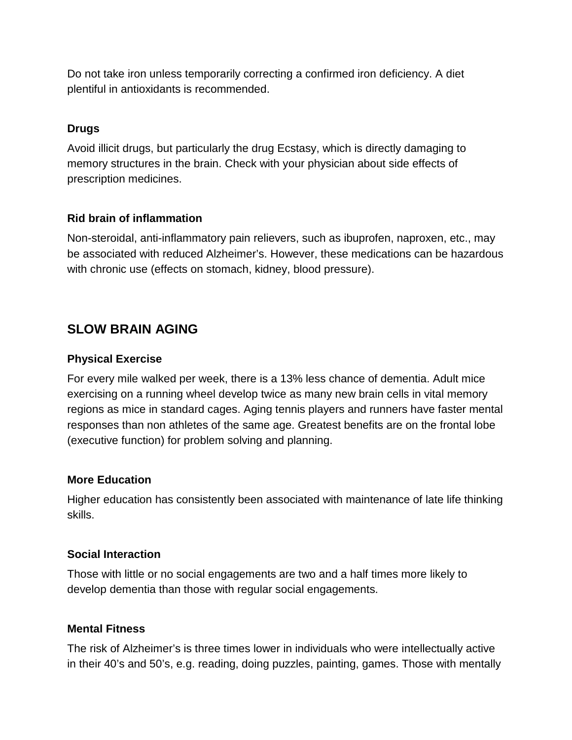Do not take iron unless temporarily correcting a confirmed iron deficiency. A diet plentiful in antioxidants is recommended.

### Drugs

Avoid illicit drugs, but particularly the drug Ecstasy, which is directly damaging to memory structures in the brain. Check with your physician about side effects of prescription medicines.

### Rid brain of inflammation

Non-steroidal, anti-inflammatory pain relievers, such as ibuprofen, naproxen, etc., may be associated with reduced Alzheimer's. However, these medications can be hazardous with chronic use (effects on stomach, kidney, blood pressure).

## SLOW BRAIN AGING

### Physical Exercise

For every mile walked per week, there is a 13% less chance of dementia. Adult mice exercising on a running wheel develop twice as many new brain cells in vital memory regions as mice in standard cages. Aging tennis players and runners have faster mental responses than non athletes of the same age. Greatest benefits are on the frontal lobe (executive function) for problem solving and planning.

### More Education

Higher education has consistently been associated with maintenance of late life thinking skills.

### Social Interaction

Those with little or no social engagements are two and a half times more likely to develop dementia than those with regular social engagements.

### Mental Fitness

The risk of Alzheimer's is three times lower in individuals who were intellectually active in their 40's and 50's, e.g. reading, doing puzzles, painting, games. Those with mentally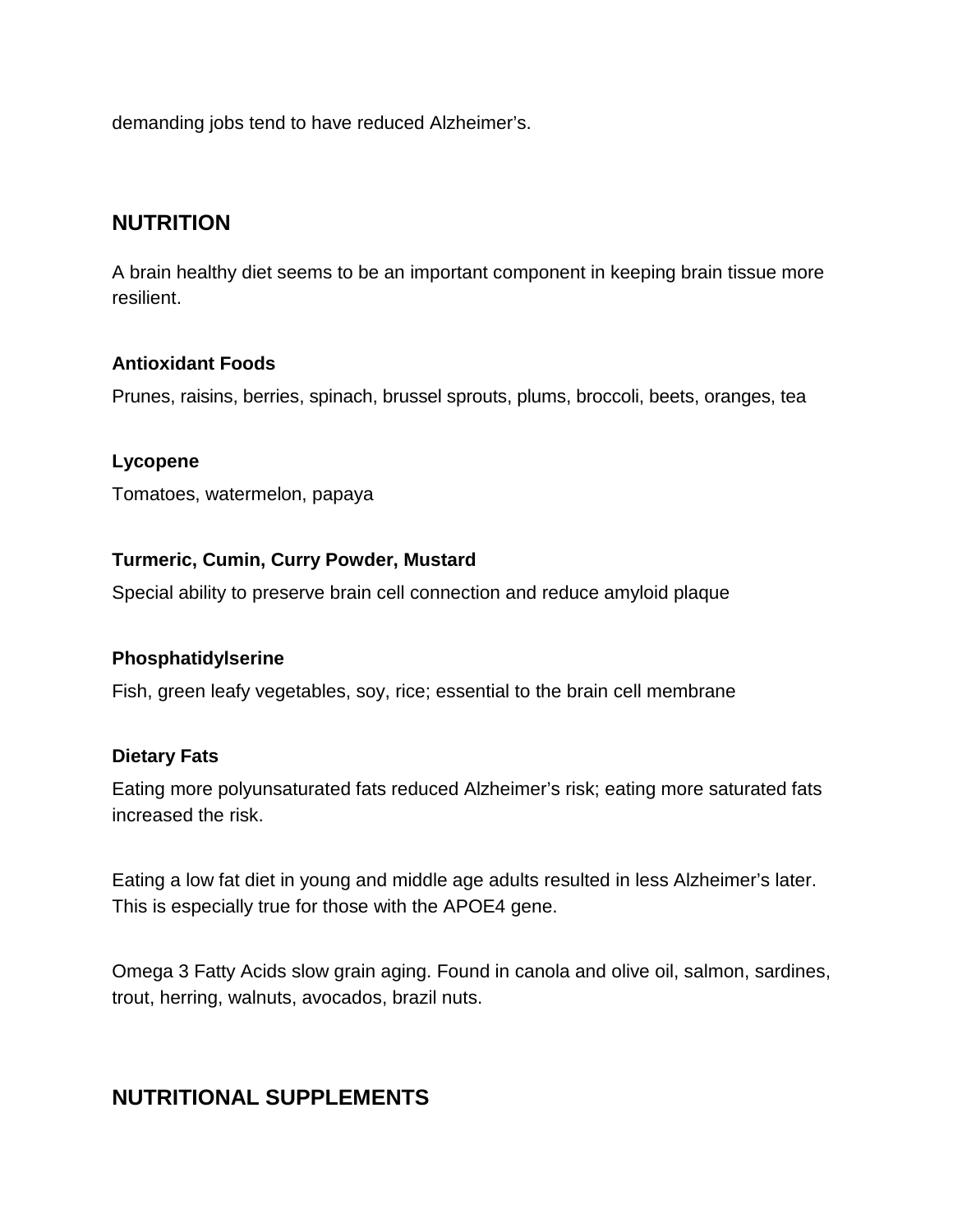demanding jobs tend to have reduced Alzheimer's.

## NUTRITION

A brain healthy diet seems to be an important component in keeping brain tissue more resilient.

**Antioxidant Foods**

Prunes, raisins, berries, spinach, brussel sprouts, plums, broccoli, beets, oranges, tea

**Lycopene**

Tomatoes, watermelon, papaya

**Turmeric, Cumin, Curry Powder, Mustard**

Special ability to preserve brain cell connection and reduce amyloid plaque

**Phosphatidylserine**

Fish, green leafy vegetables, soy, rice; essential to the brain cell membrane

**Dietary Fats**

Eating more polyunsaturated fats reduced Alzheimer's risk; eating more saturated fats increased the risk.

Eating a low fat diet in young and middle age adults resulted in less Alzheimer's later. This is especially true for those with the APOE4 gene.

Omega 3 Fatty Acids slow grain aging. Found in canola and olive oil, salmon, sardines, trout, herring, walnuts, avocados, brazil nuts.

## NUTRITIONAL SUPPLEMENTS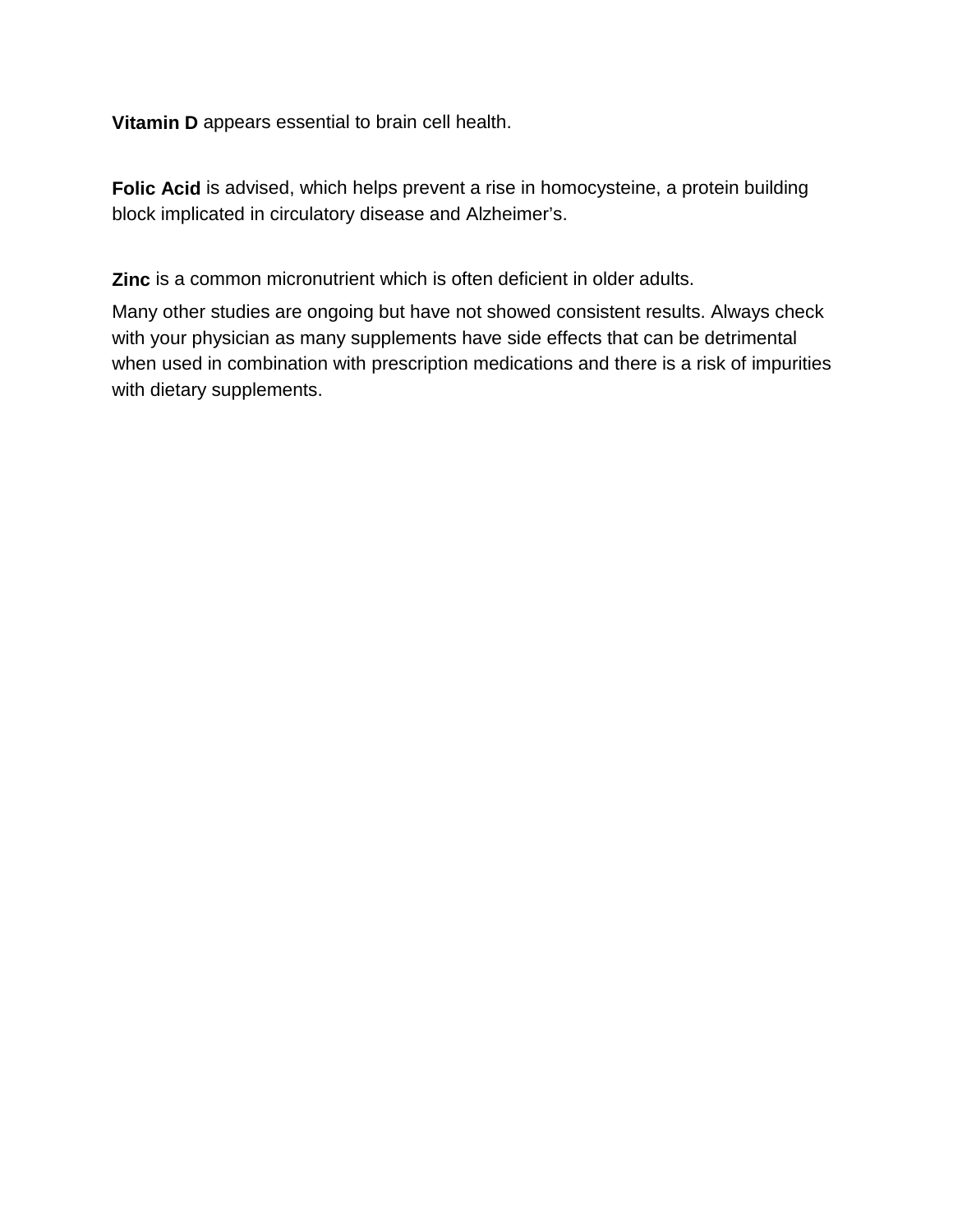**Vitamin D** appears essential to brain cell health.

**Folic Acid** is advised, which helps prevent a rise in homocysteine, a protein building block implicated in circulatory disease and Alzheimer's.

**Zinc** is a common micronutrient which is often deficient in older adults.

Many other studies are ongoing but have not showed consistent results. Always check with your physician as many supplements have side effects that can be detrimental when used in combination with prescription medications and there is a risk of impurities with dietary supplements.